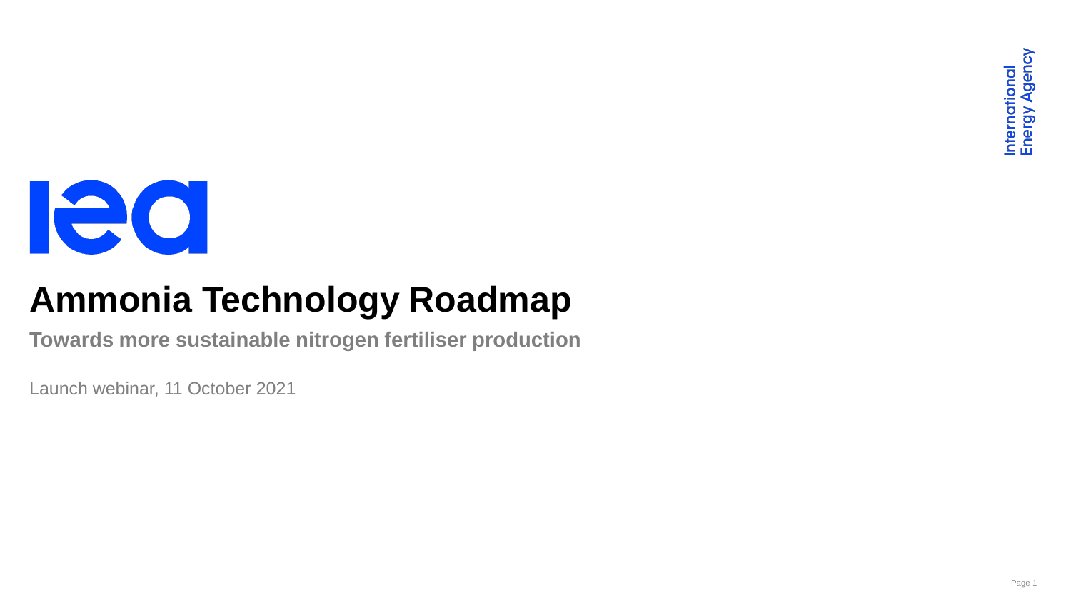# Ammonia Technology Roadmap

**Towards more sustainable nitrogen fertiliser production**

Launch webinar, 11 October 2021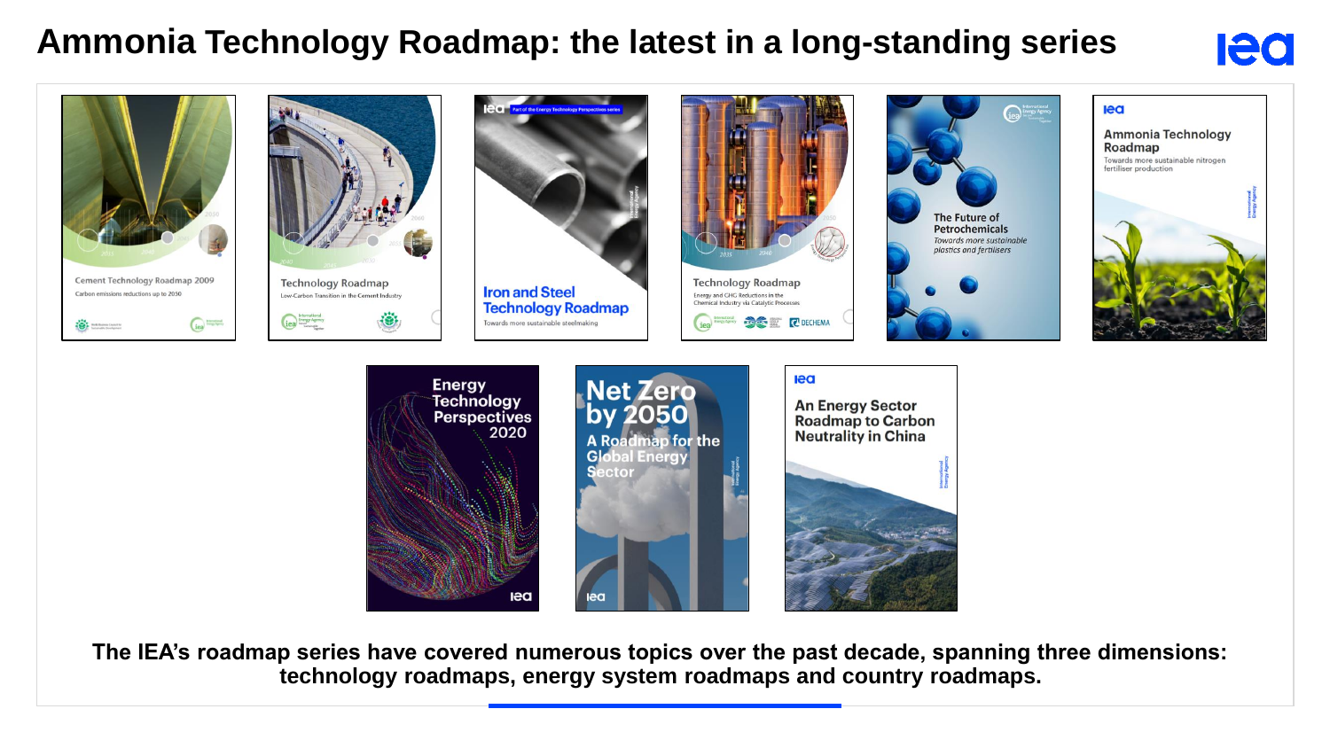# Ammonia Technology Roadmap: the latest in a long-standing series

**The IEA's roadmap series have covered numerous topics over the past decade, spanning three dimensions: technology roadmaps, energy system roadmaps and country roadmaps.**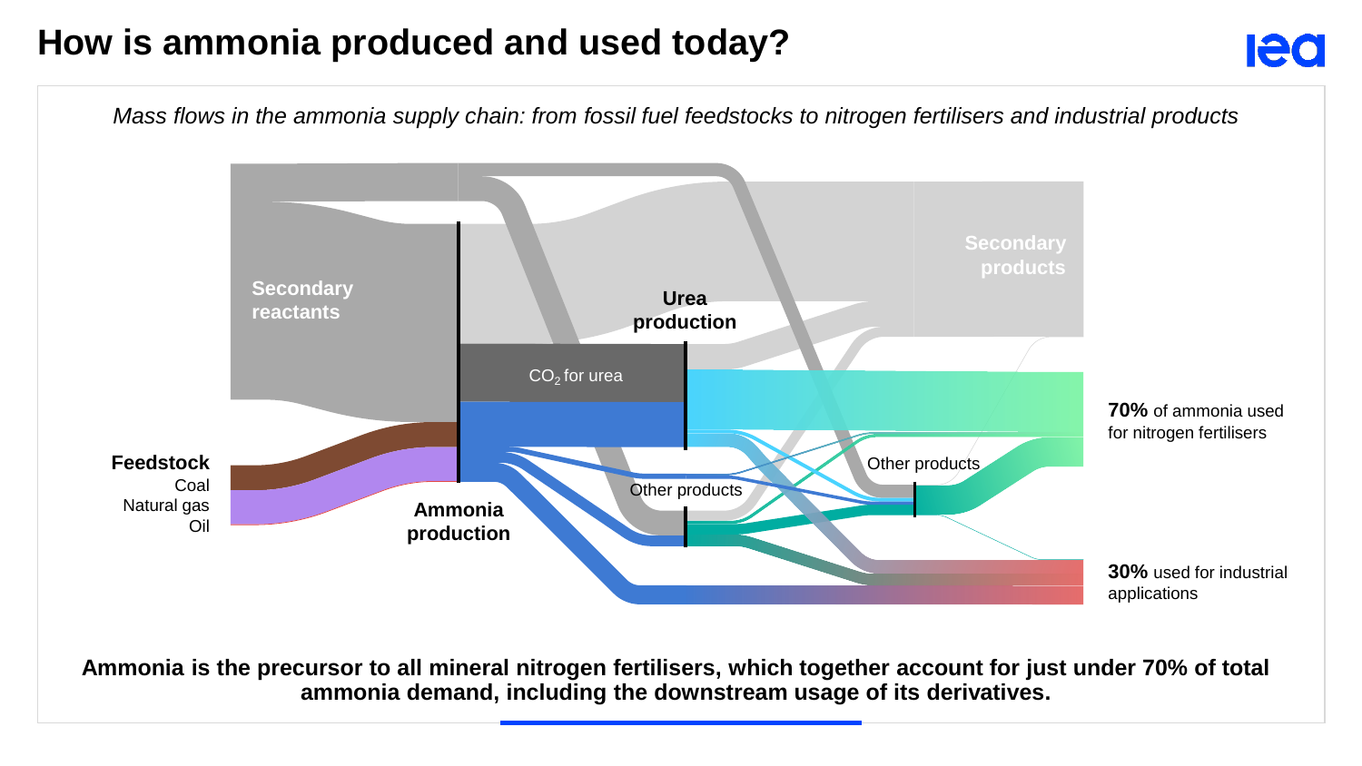# How is ammonia produced and used today?

*Mass flows in the ammonia supply chain: from fossil fuel feedstocks to nitrogen fertilisers and industrial products*

Secondary reactants

**Feedstock**
Coal
Natural gas
Oil

**Ammonia production**

$CO_2$ for urea

**Urea production**

Other products

Other products

Secondary products

**70%** of ammonia used for nitrogen fertilisers

**30%** used for industrial applications

**Ammonia is the precursor to all mineral nitrogen fertilisers, which together account for just under 70% of total ammonia demand, including the downstream usage of its derivatives.**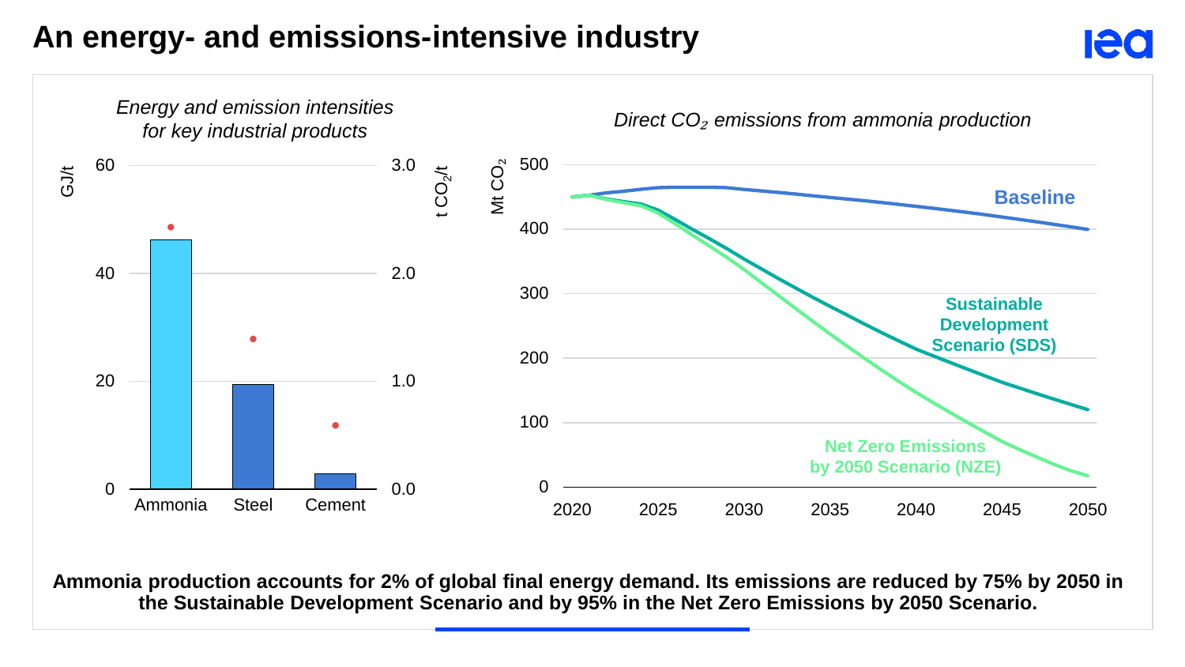# An energy- and emissions-intensive industry

*Energy and emission intensities for key industrial products*

*Direct $CO_2$ emissions from ammonia production*

**Ammonia production accounts for 2% of global final energy demand. Its emissions are reduced by 75% by 2050 in the Sustainable Development Scenario and by 95% in the Net Zero Emissions by 2050 Scenario.**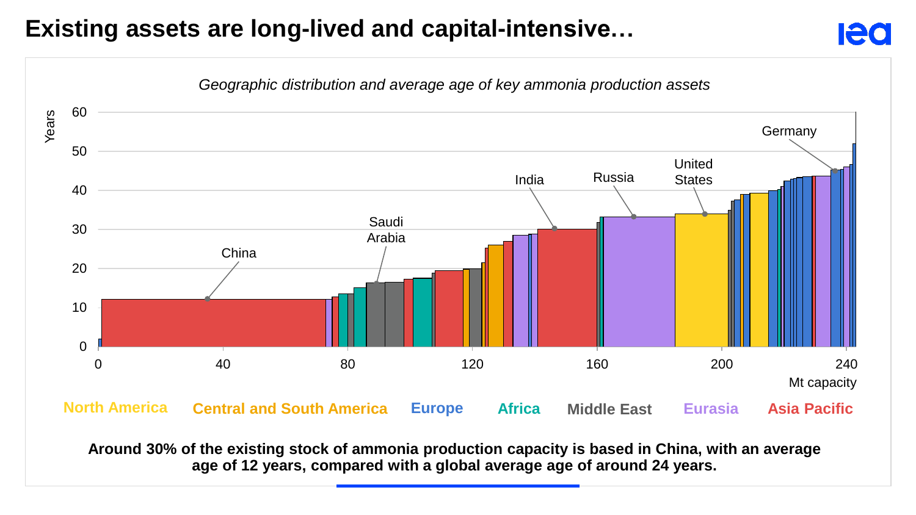# Existing assets are long-lived and capital-intensive…

*Geographic distribution and average age of key ammonia production assets*

Years

Mt capacity

North America | Central and South America | Europe | Africa | Middle East | Eurasia | Asia Pacific

China | Saudi Arabia | India | Russia | United States | Germany

**Around 30% of the existing stock of ammonia production capacity is based in China, with an average age of 12 years, compared with a global average age of around 24 years.**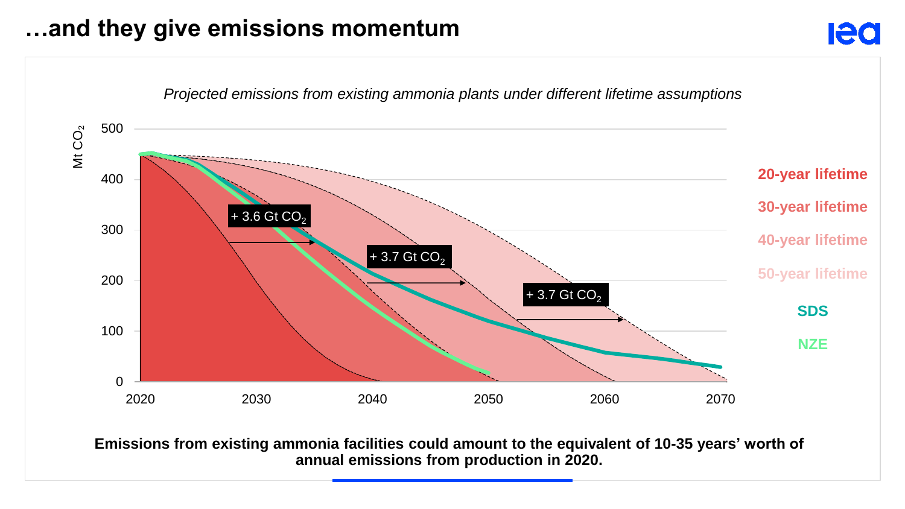# …and they give emissions momentum

*Projected emissions from existing ammonia plants under different lifetime assumptions*

Mt $CO_2$

- 20-year lifetime
- 30-year lifetime
- 40-year lifetime
- 50-year lifetime
- SDS
- NZE

+ 3.6 Gt $CO_2$

+ 3.7 Gt $CO_2$

+ 3.7 Gt $CO_2$

**Emissions from existing ammonia facilities could amount to the equivalent of 10-35 years' worth of annual emissions from production in 2020.**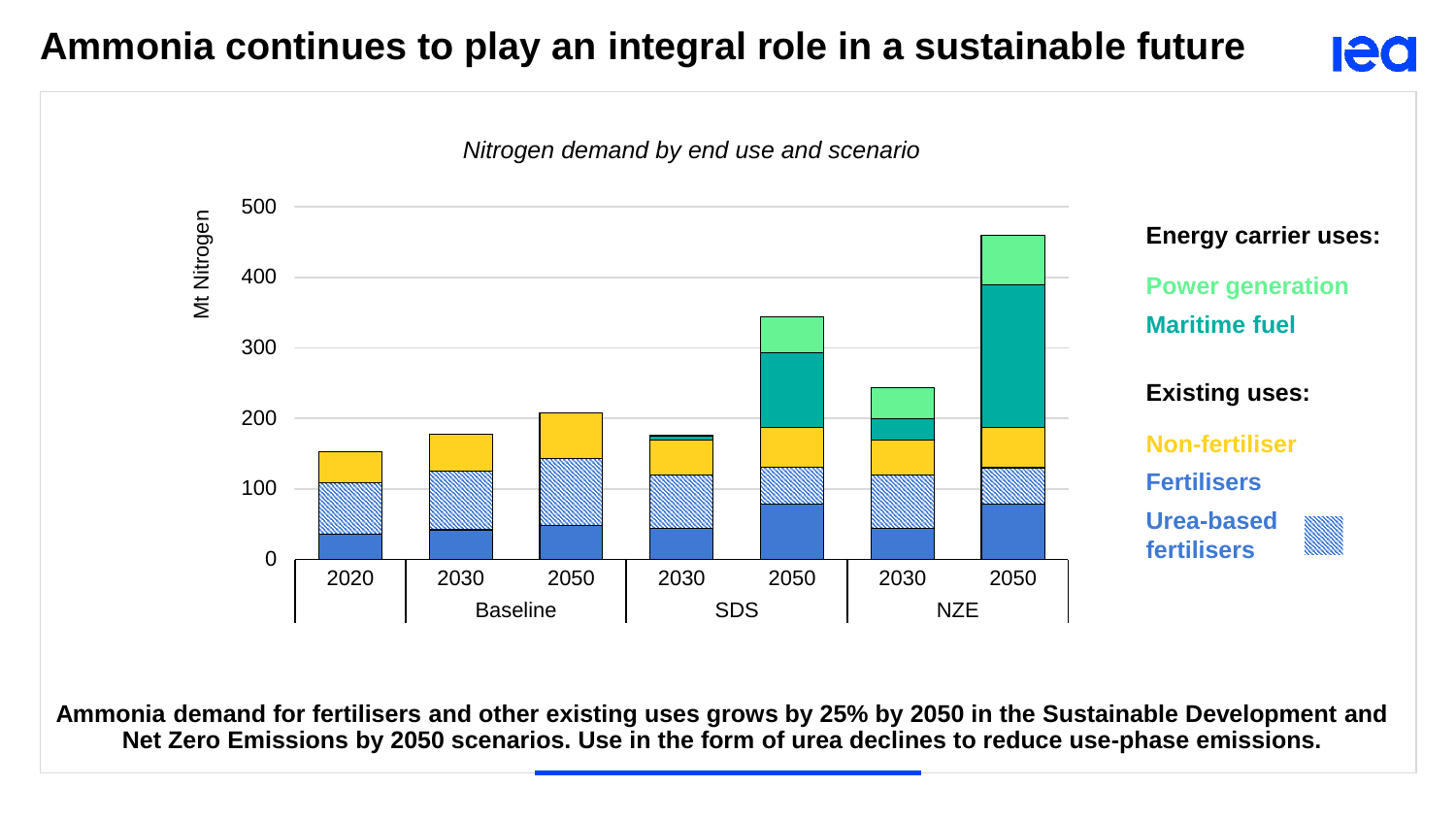# Ammonia continues to play an integral role in a sustainable future

*Nitrogen demand by end use and scenario*

Mt Nitrogen

Energy carrier uses:

- Power generation
- Maritime fuel

Existing uses:

- Non-fertiliser
- Fertilisers
- Urea-based fertilisers

| | 2020 | Baseline 2030 | Baseline 2050 | SDS 2030 | SDS 2050 | NZE 2030 | NZE 2050 |
|---|---|---|---|---|---|---|---|

**Ammonia demand for fertilisers and other existing uses grows by 25% by 2050 in the Sustainable Development and Net Zero Emissions by 2050 scenarios. Use in the form of urea declines to reduce use-phase emissions.**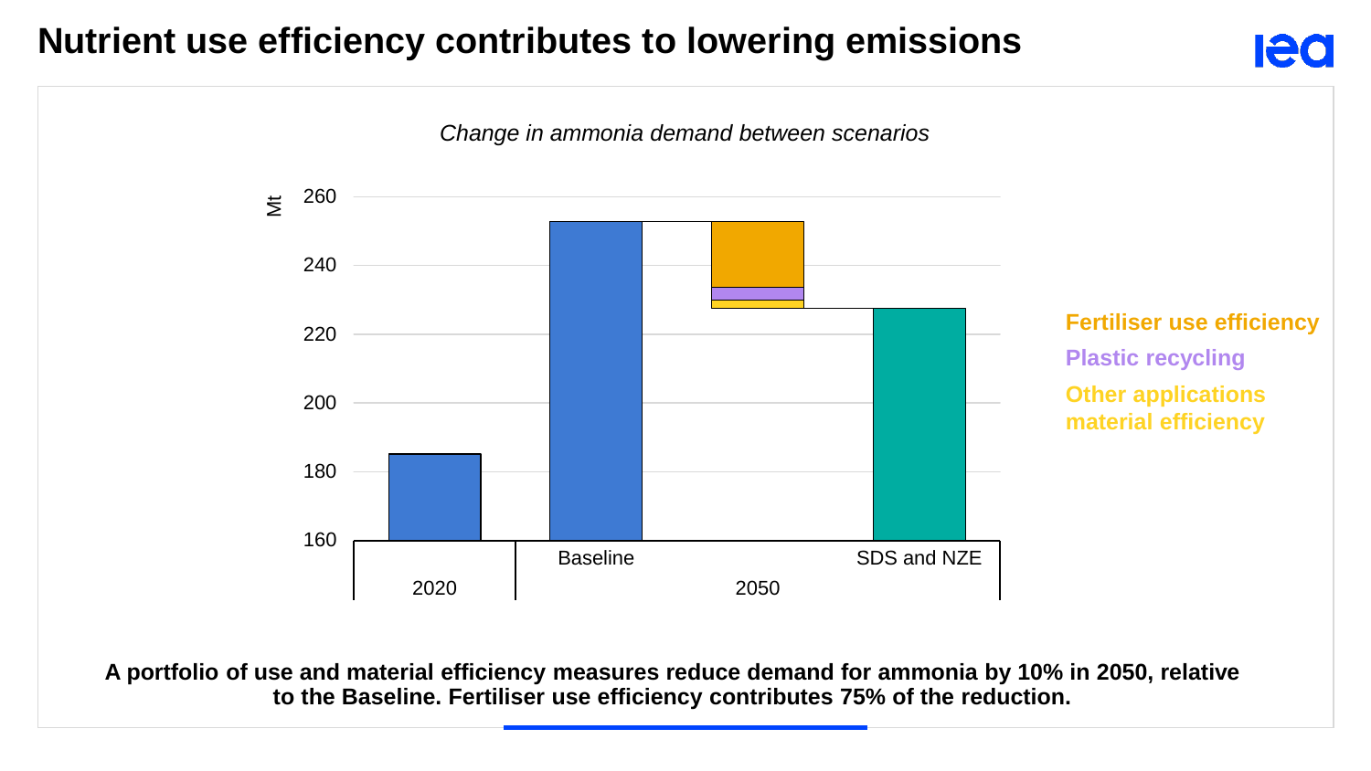# Nutrient use efficiency contributes to lowering emissions

*Change in ammonia demand between scenarios*

Mt

260
240
220
200
180
160

Baseline | SDS and NZE
2020 | 2050

Fertiliser use efficiency
Plastic recycling
Other applications material efficiency

**A portfolio of use and material efficiency measures reduce demand for ammonia by 10% in 2050, relative to the Baseline. Fertiliser use efficiency contributes 75% of the reduction.**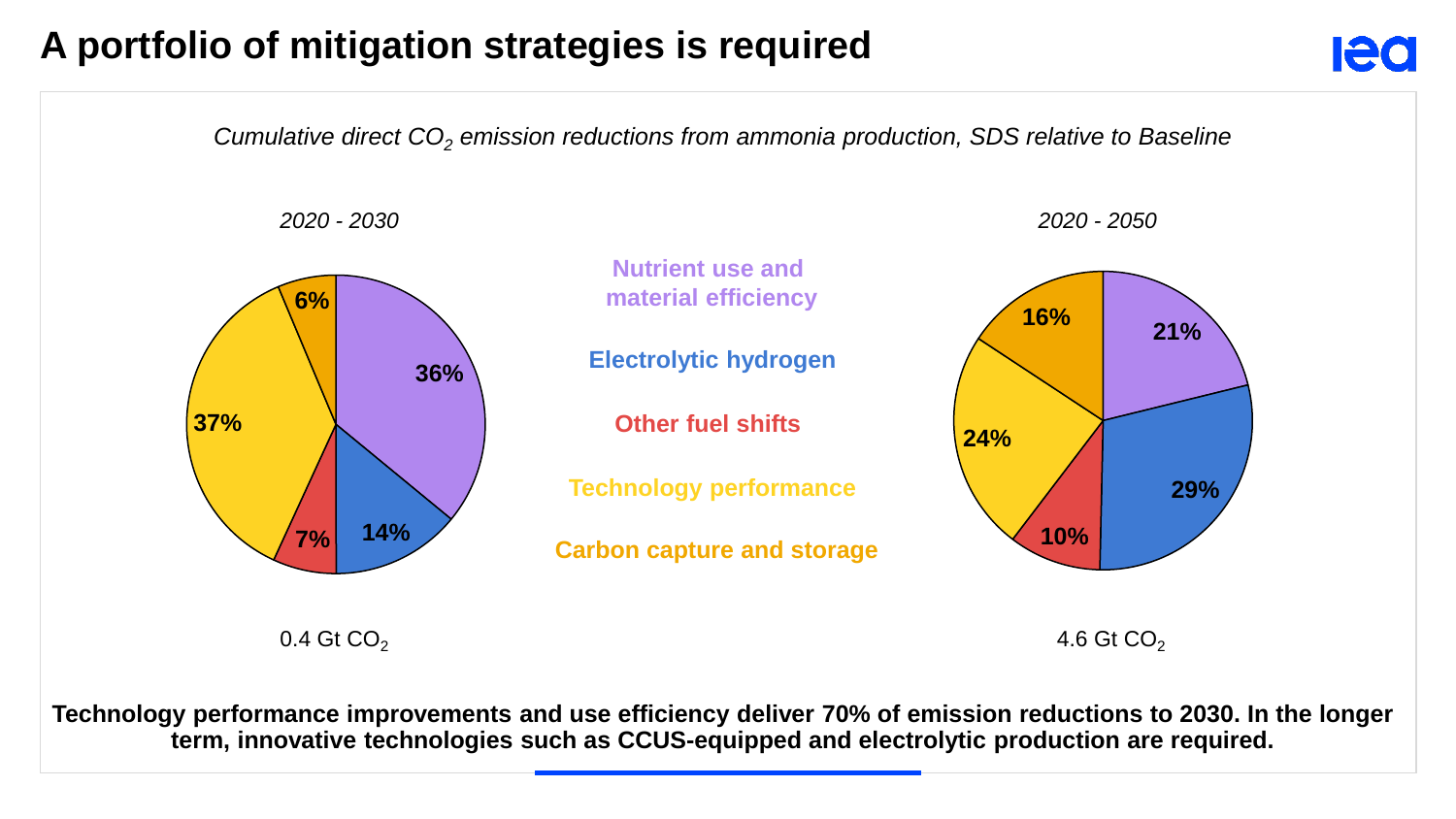# A portfolio of mitigation strategies is required

*Cumulative direct $CO_2$ emission reductions from ammonia production, SDS relative to Baseline*

*2020 - 2030*

*2020 - 2050*

Nutrient use and material efficiency

Electrolytic hydrogen

Other fuel shifts

Technology performance

Carbon capture and storage

| Strategy | 2020 - 2030 | 2020 - 2050 |
|---|---|---|
| Nutrient use and material efficiency | 36% | 21% |
| Electrolytic hydrogen | 14% | 29% |
| Other fuel shifts | 7% | 10% |
| Technology performance | 37% | 24% |
| Carbon capture and storage | 6% | 16% |
| Total | 0.4 Gt $CO_2$ | 4.6 Gt $CO_2$ |

**Technology performance improvements and use efficiency deliver 70% of emission reductions to 2030. In the longer term, innovative technologies such as CCUS-equipped and electrolytic production are required.**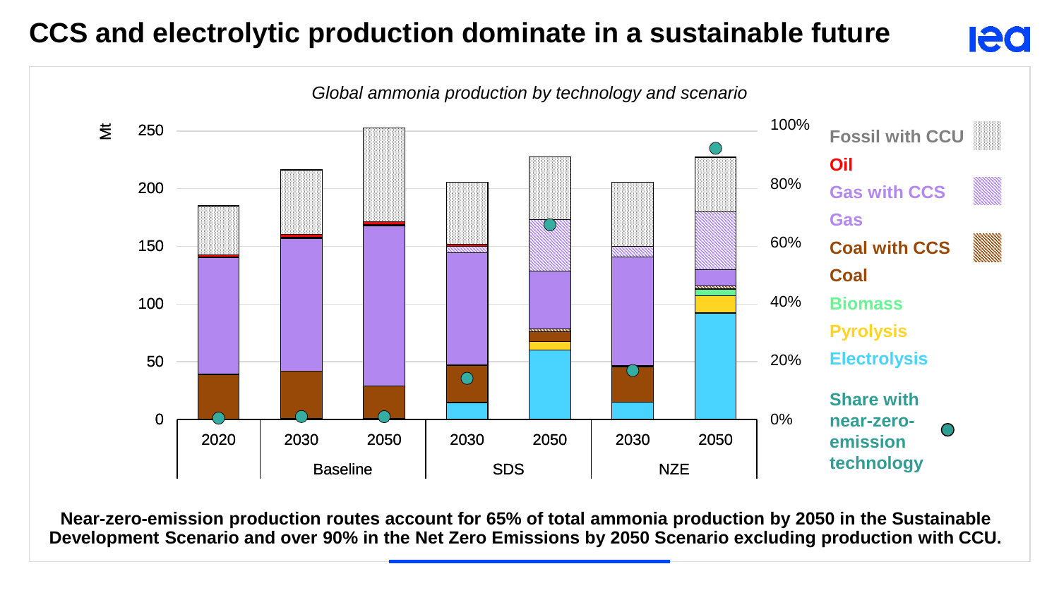# CCS and electrolytic production dominate in a sustainable future

*Global ammonia production by technology and scenario*

**Near-zero-emission production routes account for 65% of total ammonia production by 2050 in the Sustainable Development Scenario and over 90% in the Net Zero Emissions by 2050 Scenario excluding production with CCU.**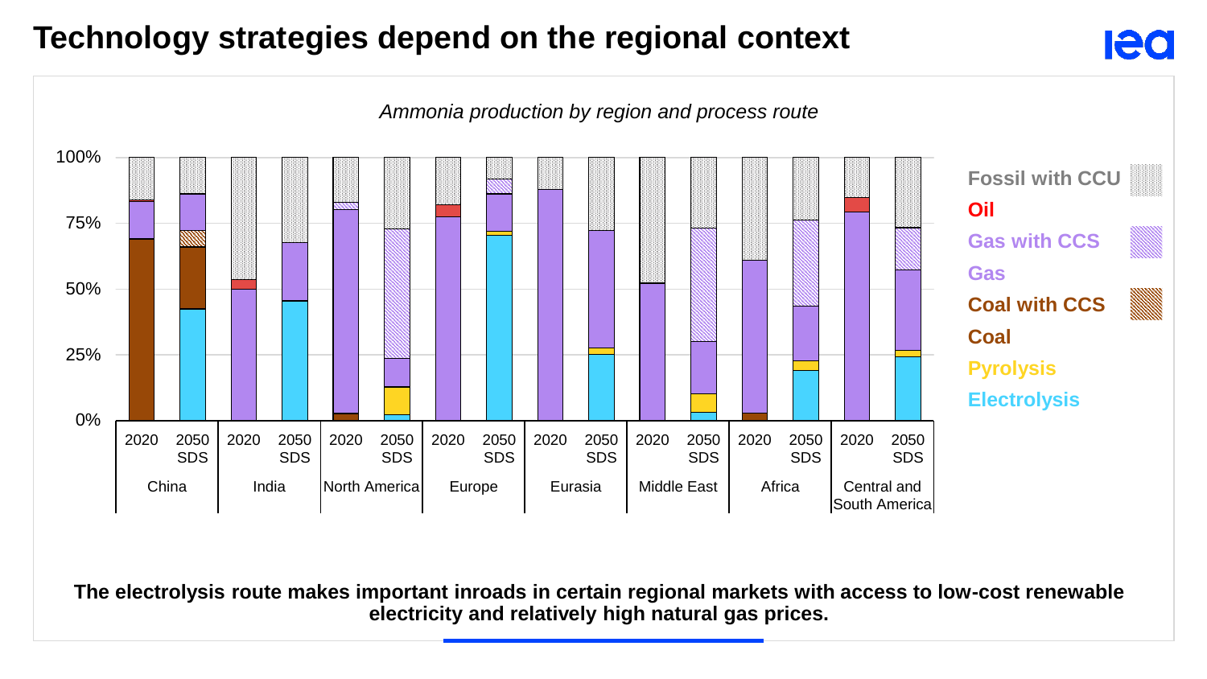# Technology strategies depend on the regional context

*Ammonia production by region and process route*

Legend: Fossil with CCU, Oil, Gas with CCS, Gas, Coal with CCS, Coal, Pyrolysis, Electrolysis

Regions (2020 and 2050 SDS): China, India, North America, Europe, Eurasia, Middle East, Africa, Central and South America

**The electrolysis route makes important inroads in certain regional markets with access to low-cost renewable electricity and relatively high natural gas prices.**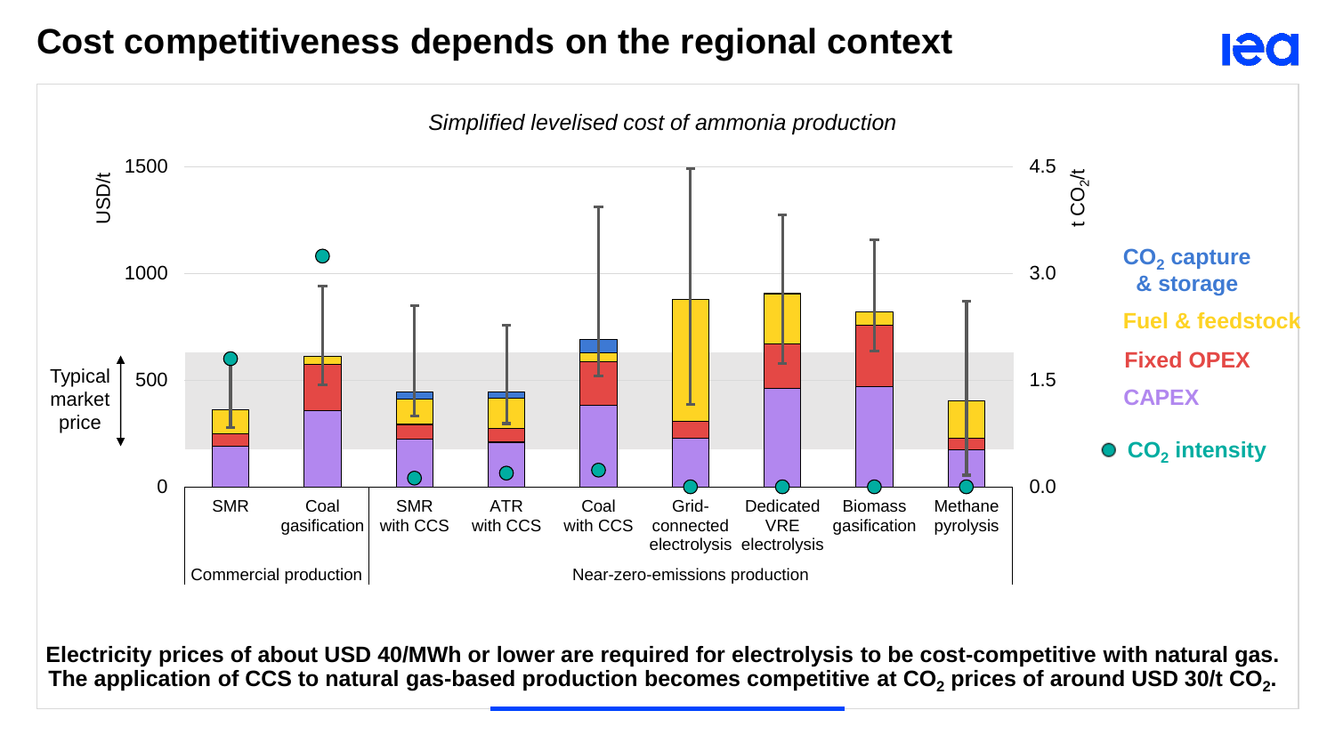# Cost competitiveness depends on the regional context

*Simplified levelised cost of ammonia production*

USD/t (left axis: 0, 500, 1000, 1500); t $CO_2$/t (right axis: 0.0, 1.5, 3.0, 4.5)

Typical market price

| Commercial production | | Near-zero-emissions production | | | | | | |
|---|---|---|---|---|---|---|---|---|
| SMR | Coal gasification | SMR with CCS | ATR with CCS | Coal with CCS | Grid-connected electrolysis | Dedicated VRE electrolysis | Biomass gasification | Methane pyrolysis |

$CO_2$ capture & storage

Fuel & feedstock

Fixed OPEX

CAPEX

$CO_2$ intensity

**Electricity prices of about USD 40/MWh or lower are required for electrolysis to be cost-competitive with natural gas. The application of CCS to natural gas-based production becomes competitive at $CO_2$ prices of around USD 30/t $CO_2$.**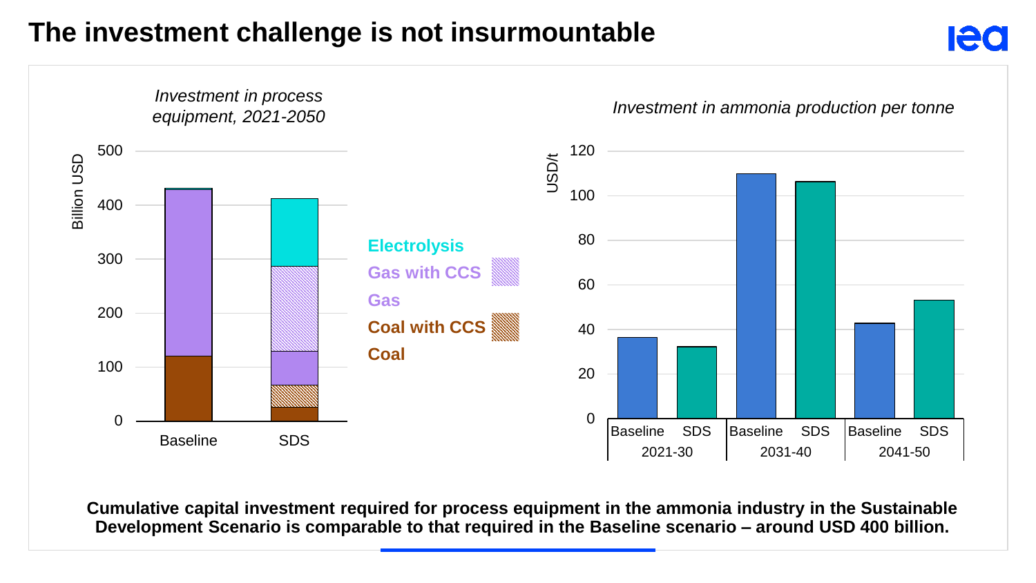# The investment challenge is not insurmountable

*Investment in process equipment, 2021-2050*

Billion USD

| | Baseline | SDS |
|---|---|---|
| Coal | ~120 | ~25 |
| Coal with CCS | | ~40 |
| Gas | ~310 | ~60 |
| Gas with CCS | | ~160 |
| Electrolysis | | ~125 |

*Investment in ammonia production per tonne*

USD/t

| | Baseline | SDS |
|---|---|---|
| 2021-30 | ~36 | ~32 |
| 2031-40 | ~110 | ~106 |
| 2041-50 | ~43 | ~53 |

**Cumulative capital investment required for process equipment in the ammonia industry in the Sustainable Development Scenario is comparable to that required in the Baseline scenario – around USD 400 billion.**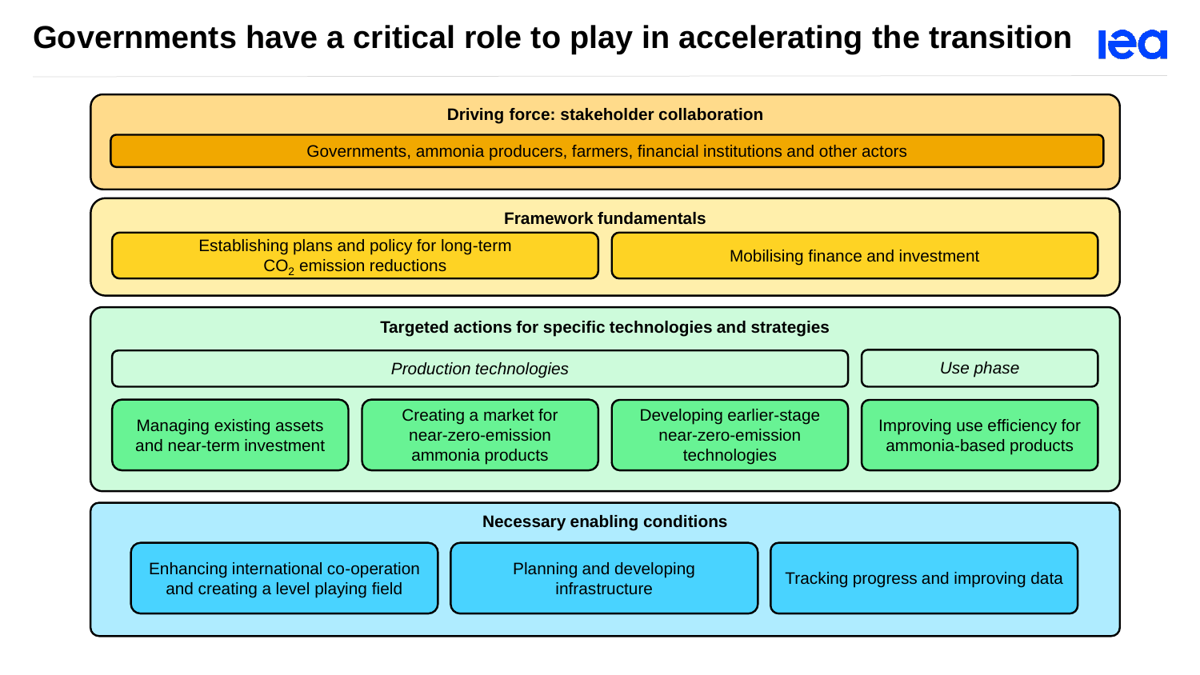# Governments have a critical role to play in accelerating the transition

## Driving force: stakeholder collaboration

Governments, ammonia producers, farmers, financial institutions and other actors

## Framework fundamentals

- Establishing plans and policy for long-term $CO_2$ emission reductions
- Mobilising finance and investment

## Targeted actions for specific technologies and strategies

*Production technologies*

- Managing existing assets and near-term investment
- Creating a market for near-zero-emission ammonia products
- Developing earlier-stage near-zero-emission technologies

*Use phase*

- Improving use efficiency for ammonia-based products

## Necessary enabling conditions

- Enhancing international co-operation and creating a level playing field
- Planning and developing infrastructure
- Tracking progress and improving data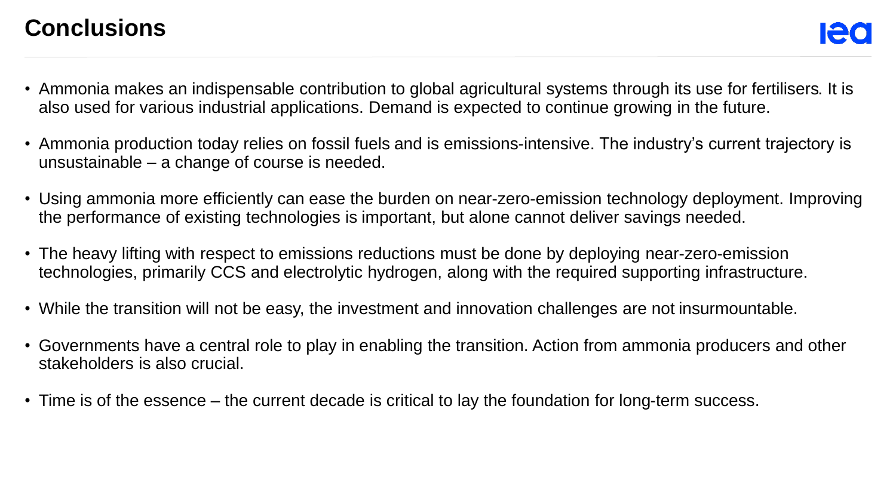# Conclusions

- Ammonia makes an indispensable contribution to global agricultural systems through its use for fertilisers. It is also used for various industrial applications. Demand is expected to continue growing in the future.
- Ammonia production today relies on fossil fuels and is emissions-intensive. The industry's current trajectory is unsustainable – a change of course is needed.
- Using ammonia more efficiently can ease the burden on near-zero-emission technology deployment. Improving the performance of existing technologies is important, but alone cannot deliver savings needed.
- The heavy lifting with respect to emissions reductions must be done by deploying near-zero-emission technologies, primarily CCS and electrolytic hydrogen, along with the required supporting infrastructure.
- While the transition will not be easy, the investment and innovation challenges are not insurmountable.
- Governments have a central role to play in enabling the transition. Action from ammonia producers and other stakeholders is also crucial.
- Time is of the essence – the current decade is critical to lay the foundation for long-term success.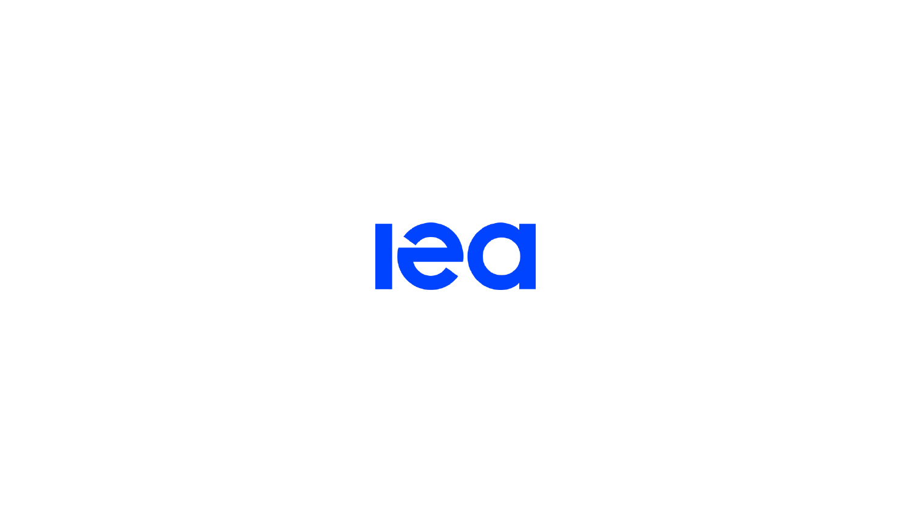iea